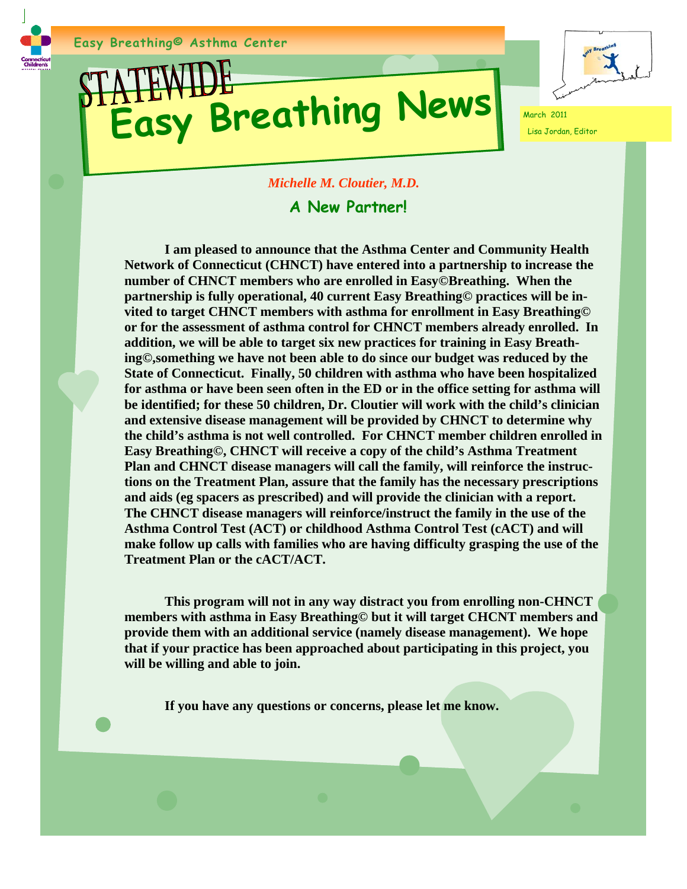Easy Breathing© Asthma Center

# STATEWIDE Easy Breathing News

March 2011

Lisa Jordan, Editor

*Michelle M. Cloutier, M.D.*

## A New Partner!

**I am pleased to announce that the Asthma Center and Community Health Network of Connecticut (CHNCT) have entered into a partnership to increase the number of CHNCT members who are enrolled in Easy©Breathing. When the partnership is fully operational, 40 current Easy Breathing© practices will be invited to target CHNCT members with asthma for enrollment in Easy Breathing© or for the assessment of asthma control for CHNCT members already enrolled. In addition, we will be able to target six new practices for training in Easy Breathing©,something we have not been able to do since our budget was reduced by the State of Connecticut. Finally, 50 children with asthma who have been hospitalized for asthma or have been seen often in the ED or in the office setting for asthma will be identified; for these 50 children, Dr. Cloutier will work with the child's clinician and extensive disease management will be provided by CHNCT to determine why the child's asthma is not well controlled. For CHNCT member children enrolled in Easy Breathing©, CHNCT will receive a copy of the child's Asthma Treatment Plan and CHNCT disease managers will call the family, will reinforce the instructions on the Treatment Plan, assure that the family has the necessary prescriptions and aids (eg spacers as prescribed) and will provide the clinician with a report. The CHNCT disease managers will reinforce/instruct the family in the use of the Asthma Control Test (ACT) or childhood Asthma Control Test (cACT) and will make follow up calls with families who are having difficulty grasping the use of the Treatment Plan or the cACT/ACT.**

**This program will not in any way distract you from enrolling non-CHNCT members with asthma in Easy Breathing© but it will target CHCNT members and provide them with an additional service (namely disease management). We hope that if your practice has been approached about participating in this project, you will be willing and able to join.**

**If you have any questions or concerns, please let me know.**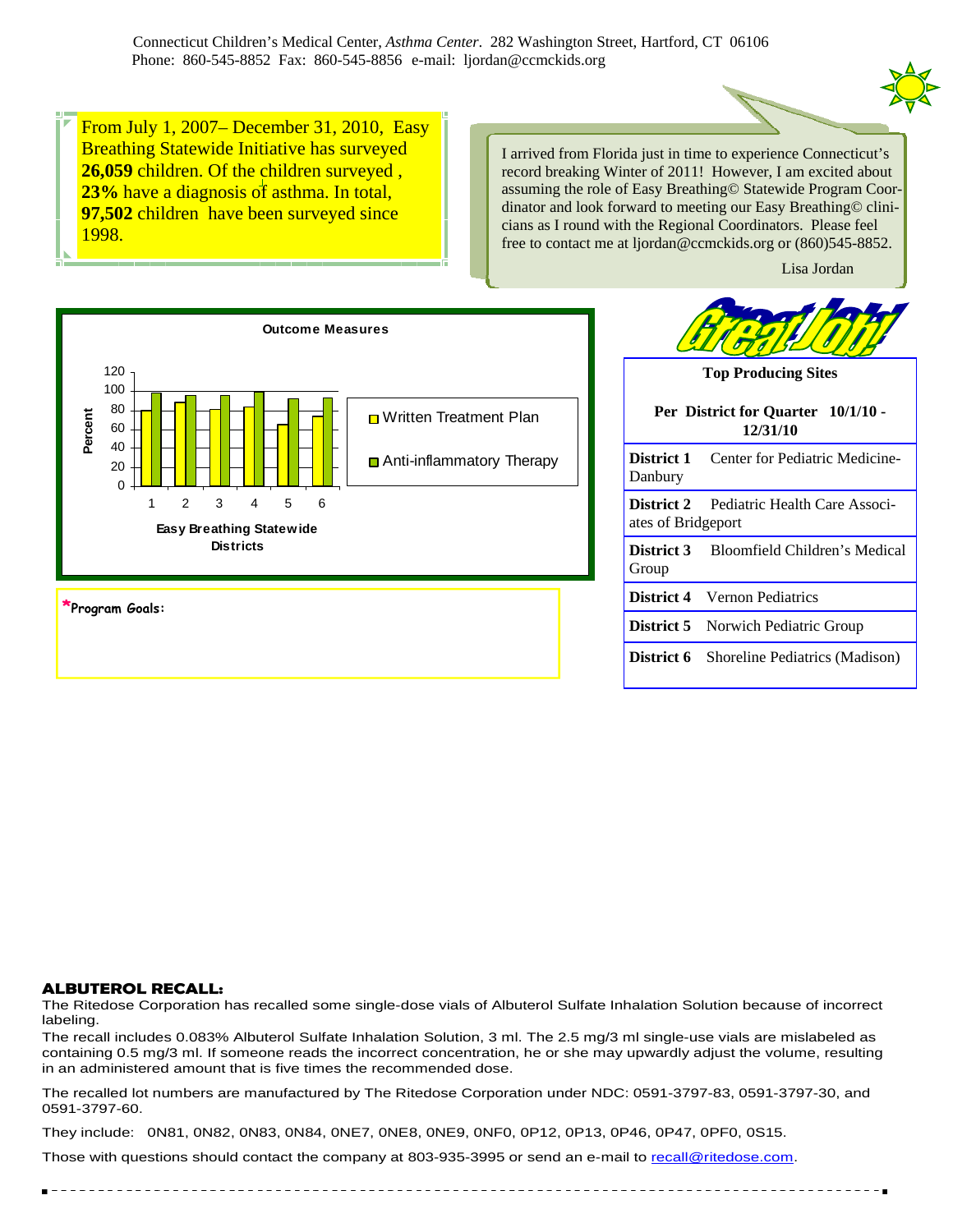Connecticut Children's Medical Center, *Asthma Center*. 282 Washington Street, Hartford, CT 06106
Phone: 860-545-8852 Fax: 860-545-8856 e-mail: ljordan@ccmckids.org

From July 1, 2007– December 31, 2010, Easy Breathing Statewide Initiative has surveyed **26,059** children. Of the children surveyed , **23%** have a diagnosis of asthma. In total, **97,502** children have been surveyed since 1998.

I arrived from Florida just in time to experience Connecticut's record breaking Winter of 2011! However, I am excited about assuming the role of Easy Breathing© Statewide Program Coordinator and look forward to meeting our Easy Breathing© clinicians as I round with the Regional Coordinators. Please feel free to contact me at ljordan@ccmckids.org or (860)545-8852.

Lisa Jordan

**Outcome Measures**

Percent

120
100
80
60
40
20
0

1 2 3 4 5 6

Easy Breathing Statewide Districts

Written Treatment Plan
Anti-inflammatory Therapy

***Program Goals:**

**Great Job!**

| **Top Producing Sites** |
|---|
| **Per District for Quarter 10/1/10 - 12/31/10** |
| **District 1** Center for Pediatric Medicine-Danbury |
| **District 2** Pediatric Health Care Associates of Bridgeport |
| **District 3** Bloomfield Children's Medical Group |
| **District 4** Vernon Pediatrics |
| **District 5** Norwich Pediatric Group |
| **District 6** Shoreline Pediatrics (Madison) |

## ALBUTEROL RECALL:

The Ritedose Corporation has recalled some single-dose vials of Albuterol Sulfate Inhalation Solution because of incorrect labeling.

The recall includes 0.083% Albuterol Sulfate Inhalation Solution, 3 ml. The 2.5 mg/3 ml single-use vials are mislabeled as containing 0.5 mg/3 ml. If someone reads the incorrect concentration, he or she may upwardly adjust the volume, resulting in an administered amount that is five times the recommended dose.

The recalled lot numbers are manufactured by The Ritedose Corporation under NDC: 0591-3797-83, 0591-3797-30, and 0591-3797-60.

They include: 0N81, 0N82, 0N83, 0N84, 0NE7, 0NE8, 0NE9, 0NF0, 0P12, 0P13, 0P46, 0P47, 0PF0, 0S15.

Those with questions should contact the company at 803-935-3995 or send an e-mail to recall@ritedose.com.